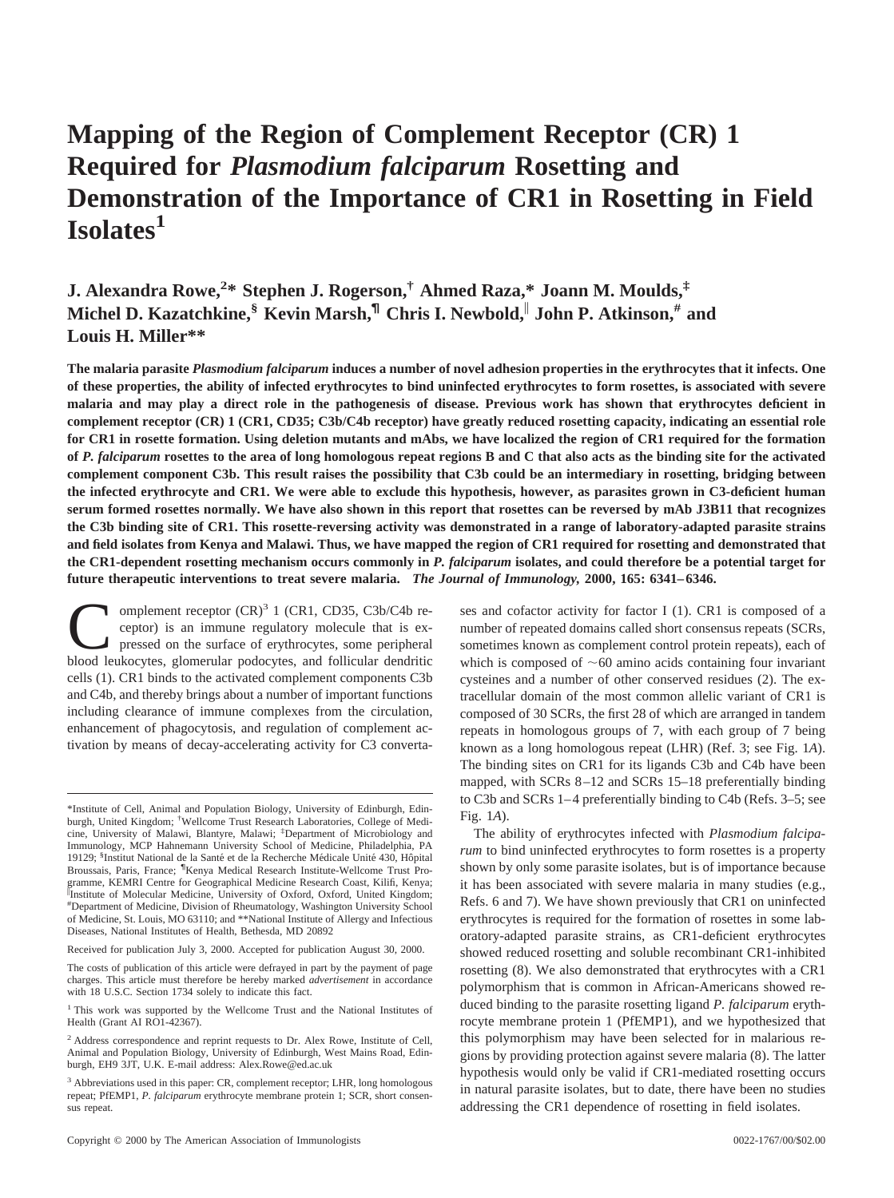# Mapping of the Region of Complement Receptor (CR) 1 Required for *Plasmodium falciparum* Rosetting and Demonstration of the Importance of CR1 in Rosetting in Field Isolates[1]

**J. Alexandra Rowe,[2]* Stephen J. Rogerson,† Ahmed Raza,* Joann M. Moulds,‡ Michel D. Kazatchkine,§ Kevin Marsh,¶ Chris I. Newbold,‖ John P. Atkinson,# and Louis H. Miller****

**The malaria parasite *Plasmodium falciparum* induces a number of novel adhesion properties in the erythrocytes that it infects. One of these properties, the ability of infected erythrocytes to bind uninfected erythrocytes to form rosettes, is associated with severe malaria and may play a direct role in the pathogenesis of disease. Previous work has shown that erythrocytes deficient in complement receptor (CR) 1 (CR1, CD35; C3b/C4b receptor) have greatly reduced rosetting capacity, indicating an essential role for CR1 in rosette formation. Using deletion mutants and mAbs, we have localized the region of CR1 required for the formation of *P. falciparum* rosettes to the area of long homologous repeat regions B and C that also acts as the binding site for the activated complement component C3b. This result raises the possibility that C3b could be an intermediary in rosetting, bridging between the infected erythrocyte and CR1. We were able to exclude this hypothesis, however, as parasites grown in C3-deficient human serum formed rosettes normally. We have also shown in this report that rosettes can be reversed by mAb J3B11 that recognizes the C3b binding site of CR1. This rosette-reversing activity was demonstrated in a range of laboratory-adapted parasite strains and field isolates from Kenya and Malawi. Thus, we have mapped the region of CR1 required for rosetting and demonstrated that the CR1-dependent rosetting mechanism occurs commonly in *P. falciparum* isolates, and could therefore be a potential target for future therapeutic interventions to treat severe malaria.** ***The Journal of Immunology*, 2000, 165: 6341–6346.**

Complement receptor (CR)[3] 1 (CR1, CD35, C3b/C4b receptor) is an immune regulatory molecule that is expressed on the surface of erythrocytes, some peripheral blood leukocytes, glomerular podocytes, and follicular dendritic cells (1). CR1 binds to the activated complement components C3b and C4b, and thereby brings about a number of important functions including clearance of immune complexes from the circulation, enhancement of phagocytosis, and regulation of complement activation by means of decay-accelerating activity for C3 convertases and cofactor activity for factor I (1). CR1 is composed of a number of repeated domains called short consensus repeats (SCRs, sometimes known as complement control protein repeats), each of which is composed of ~60 amino acids containing four invariant cysteines and a number of other conserved residues (2). The extracellular domain of the most common allelic variant of CR1 is composed of 30 SCRs, the first 28 of which are arranged in tandem repeats in homologous groups of 7, with each group of 7 being known as a long homologous repeat (LHR) (Ref. 3; see Fig. 1*A*). The binding sites on CR1 for its ligands C3b and C4b have been mapped, with SCRs 8–12 and SCRs 15–18 preferentially binding to C3b and SCRs 1–4 preferentially binding to C4b (Refs. 3–5; see Fig. 1*A*).

The ability of erythrocytes infected with *Plasmodium falciparum* to bind uninfected erythrocytes to form rosettes is a property shown by only some parasite isolates, but is of importance because it has been associated with severe malaria in many studies (e.g., Refs. 6 and 7). We have shown previously that CR1 on uninfected erythrocytes is required for the formation of rosettes in some laboratory-adapted parasite strains, as CR1-deficient erythrocytes showed reduced rosetting and soluble recombinant CR1-inhibited rosetting (8). We also demonstrated that erythrocytes with a CR1 polymorphism that is common in African-Americans showed reduced binding to the parasite rosetting ligand *P. falciparum* erythrocyte membrane protein 1 (PfEMP1), and we hypothesized that this polymorphism may have been selected for in malarious regions by providing protection against severe malaria (8). The latter hypothesis would only be valid if CR1-mediated rosetting occurs in natural parasite isolates, but to date, there have been no studies addressing the CR1 dependence of rosetting in field isolates.

---

*Institute of Cell, Animal and Population Biology, University of Edinburgh, Edinburgh, United Kingdom; †Wellcome Trust Research Laboratories, College of Medicine, University of Malawi, Blantyre, Malawi; ‡Department of Microbiology and Immunology, MCP Hahnemann University School of Medicine, Philadelphia, PA 19129; §Institut National de la Santé et de la Recherche Médicale Unité 430, Hôpital Broussais, Paris, France; ¶Kenya Medical Research Institute-Wellcome Trust Programme, KEMRI Centre for Geographical Medicine Research Coast, Kilifi, Kenya; ‖Institute of Molecular Medicine, University of Oxford, Oxford, United Kingdom; #Department of Medicine, Division of Rheumatology, Washington University School of Medicine, St. Louis, MO 63110; and **National Institute of Allergy and Infectious Diseases, National Institutes of Health, Bethesda, MD 20892

Received for publication July 3, 2000. Accepted for publication August 30, 2000.

The costs of publication of this article were defrayed in part by the payment of page charges. This article must therefore be hereby marked *advertisement* in accordance with 18 U.S.C. Section 1734 solely to indicate this fact.

[1] This work was supported by the Wellcome Trust and the National Institutes of Health (Grant AI RO1-42367).

[2] Address correspondence and reprint requests to Dr. Alex Rowe, Institute of Cell, Animal and Population Biology, University of Edinburgh, West Mains Road, Edinburgh, EH9 3JT, U.K. E-mail address: Alex.Rowe@ed.ac.uk

[3] Abbreviations used in this paper: CR, complement receptor; LHR, long homologous repeat; PfEMP1, *P. falciparum* erythrocyte membrane protein 1; SCR, short consensus repeat.

Copyright © 2000 by The American Association of Immunologists 0022-1767/00/$02.00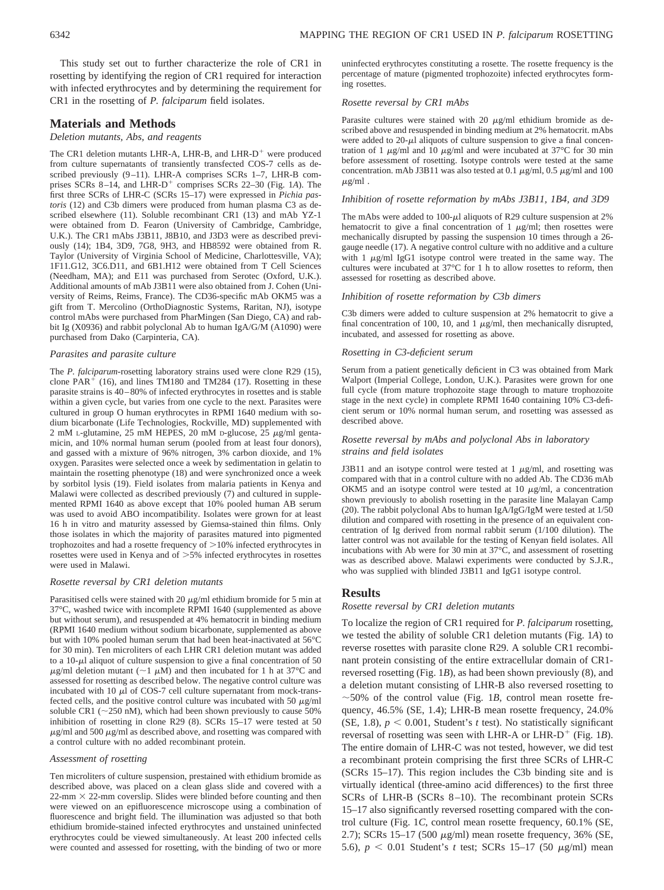This study set out to further characterize the role of CR1 in rosetting by identifying the region of CR1 required for interaction with infected erythrocytes and by determining the requirement for CR1 in the rosetting of *P. falciparum* field isolates.

## Materials and Methods

### Deletion mutants, Abs, and reagents

The CR1 deletion mutants LHR-A, LHR-B, and LHR-D$^+$ were produced from culture supernatants of transiently transfected COS-7 cells as described previously (9–11). LHR-A comprises SCRs 1–7, LHR-B comprises SCRs 8–14, and LHR-D$^+$ comprises SCRs 22–30 (Fig. 1*A*). The first three SCRs of LHR-C (SCRs 15–17) were expressed in *Pichia pastoris* (12) and C3b dimers were produced from human plasma C3 as described elsewhere (11). Soluble recombinant CR1 (13) and mAb YZ-1 were obtained from D. Fearon (University of Cambridge, Cambridge, U.K.). The CR1 mAbs J3B11, J8B10, and J3D3 were as described previously (14); 1B4, 3D9, 7G8, 9H3, and HB8592 were obtained from R. Taylor (University of Virginia School of Medicine, Charlottesville, VA); 1F11.G12, 3C6.D11, and 6B1.H12 were obtained from T Cell Sciences (Needham, MA); and E11 was purchased from Serotec (Oxford, U.K.). Additional amounts of mAb J3B11 were also obtained from J. Cohen (University of Reims, Reims, France). The CD36-specific mAb OKM5 was a gift from T. Mercolino (OrthoDiagnostic Systems, Raritan, NJ), isotype control mAbs were purchased from PharMingen (San Diego, CA) and rabbit Ig (X0936) and rabbit polyclonal Ab to human IgA/G/M (A1090) were purchased from Dako (Carpinteria, CA).

### Parasites and parasite culture

The *P. falciparum*-rosetting laboratory strains used were clone R29 (15), clone PAR$^+$ (16), and lines TM180 and TM284 (17). Rosetting in these parasite strains is 40–80% of infected erythrocytes in rosettes and is stable within a given cycle, but varies from one cycle to the next. Parasites were cultured in group O human erythrocytes in RPMI 1640 medium with sodium bicarbonate (Life Technologies, Rockville, MD) supplemented with 2 mM L-glutamine, 25 mM HEPES, 20 mM D-glucose, 25 $\mu$g/ml gentamicin, and 10% normal human serum (pooled from at least four donors), and gassed with a mixture of 96% nitrogen, 3% carbon dioxide, and 1% oxygen. Parasites were selected once a week by sedimentation in gelatin to maintain the rosetting phenotype (18) and were synchronized once a week by sorbitol lysis (19). Field isolates from malaria patients in Kenya and Malawi were collected as described previously (7) and cultured in supplemented RPMI 1640 as above except that 10% pooled human AB serum was used to avoid ABO incompatibility. Isolates were grown for at least 16 h in vitro and maturity assessed by Giemsa-stained thin films. Only those isolates in which the majority of parasites matured into pigmented trophozoites and had a rosette frequency of >10% infected erythrocytes in rosettes were used in Kenya and of >5% infected erythrocytes in rosettes were used in Malawi.

### Rosette reversal by CR1 deletion mutants

Parasitised cells were stained with 20 $\mu$g/ml ethidium bromide for 5 min at 37°C, washed twice with incomplete RPMI 1640 (supplemented as above but without serum), and resuspended at 4% hematocrit in binding medium (RPMI 1640 medium without sodium bicarbonate, supplemented as above but with 10% pooled human serum that had been heat-inactivated at 56°C for 30 min). Ten microliters of each LHR CR1 deletion mutant was added to a 10-$\mu$l aliquot of culture suspension to give a final concentration of 50 $\mu$g/ml deletion mutant (~1 $\mu$M) and then incubated for 1 h at 37°C and assessed for rosetting as described below. The negative control culture was incubated with 10 $\mu$l of COS-7 cell culture supernatant from mock-transfected cells, and the positive control culture was incubated with 50 $\mu$g/ml soluble CR1 (~250 nM), which had been shown previously to cause 50% inhibition of rosetting in clone R29 (8). SCRs 15–17 were tested at 50 $\mu$g/ml and 500 $\mu$g/ml as described above, and rosetting was compared with a control culture with no added recombinant protein.

### Assessment of rosetting

Ten microliters of culture suspension, prestained with ethidium bromide as described above, was placed on a clean glass slide and covered with a 22-mm × 22-mm coverslip. Slides were blinded before counting and then were viewed on an epifluorescence microscope using a combination of fluorescence and bright field. The illumination was adjusted so that both ethidium bromide-stained infected erythrocytes and unstained uninfected erythrocytes could be viewed simultaneously. At least 200 infected cells were counted and assessed for rosetting, with the binding of two or more uninfected erythrocytes constituting a rosette. The rosette frequency is the percentage of mature (pigmented trophozoite) infected erythrocytes forming rosettes.

### Rosette reversal by CR1 mAbs

Parasite cultures were stained with 20 $\mu$g/ml ethidium bromide as described above and resuspended in binding medium at 2% hematocrit. mAbs were added to 20-$\mu$l aliquots of culture suspension to give a final concentration of 1 $\mu$g/ml and 10 $\mu$g/ml and were incubated at 37°C for 30 min before assessment of rosetting. Isotype controls were tested at the same concentration. mAb J3B11 was also tested at 0.1 $\mu$g/ml, 0.5 $\mu$g/ml and 100 $\mu$g/ml .

### Inhibition of rosette reformation by mAbs J3B11, 1B4, and 3D9

The mAbs were added to 100-$\mu$l aliquots of R29 culture suspension at 2% hematocrit to give a final concentration of 1 $\mu$g/ml; then rosettes were mechanically disrupted by passing the suspension 10 times through a 26-gauge needle (17). A negative control culture with no additive and a culture with 1 $\mu$g/ml IgG1 isotype control were treated in the same way. The cultures were incubated at 37°C for 1 h to allow rosettes to reform, then assessed for rosetting as described above.

### Inhibition of rosette reformation by C3b dimers

C3b dimers were added to culture suspension at 2% hematocrit to give a final concentration of 100, 10, and 1 $\mu$g/ml, then mechanically disrupted, incubated, and assessed for rosetting as above.

### Rosetting in C3-deficient serum

Serum from a patient genetically deficient in C3 was obtained from Mark Walport (Imperial College, London, U.K.). Parasites were grown for one full cycle (from mature trophozoite stage through to mature trophozoite stage in the next cycle) in complete RPMI 1640 containing 10% C3-deficient serum or 10% normal human serum, and rosetting was assessed as described above.

### Rosette reversal by mAbs and polyclonal Abs in laboratory strains and field isolates

J3B11 and an isotype control were tested at 1 $\mu$g/ml, and rosetting was compared with that in a control culture with no added Ab. The CD36 mAb OKM5 and an isotype control were tested at 10 $\mu$g/ml, a concentration shown previously to abolish rosetting in the parasite line Malayan Camp (20). The rabbit polyclonal Abs to human IgA/IgG/IgM were tested at 1/50 dilution and compared with rosetting in the presence of an equivalent concentration of Ig derived from normal rabbit serum (1/100 dilution). The latter control was not available for the testing of Kenyan field isolates. All incubations with Ab were for 30 min at 37°C, and assessment of rosetting was as described above. Malawi experiments were conducted by S.J.R., who was supplied with blinded J3B11 and IgG1 isotype control.

## Results

### Rosette reversal by CR1 deletion mutants

To localize the region of CR1 required for *P. falciparum* rosetting, we tested the ability of soluble CR1 deletion mutants (Fig. 1*A*) to reverse rosettes with parasite clone R29. A soluble CR1 recombinant protein consisting of the entire extracellular domain of CR1-reversed rosetting (Fig. 1*B*), as had been shown previously (8), and a deletion mutant consisting of LHR-B also reversed rosetting to ~50% of the control value (Fig. 1*B*, control mean rosette frequency, 46.5% (SE, 1.4); LHR-B mean rosette frequency, 24.0% (SE, 1.8), $p < 0.001$, Student's *t* test). No statistically significant reversal of rosetting was seen with LHR-A or LHR-D$^+$ (Fig. 1*B*). The entire domain of LHR-C was not tested, however, we did test a recombinant protein comprising the first three SCRs of LHR-C (SCRs 15–17). This region includes the C3b binding site and is virtually identical (three-amino acid differences) to the first three SCRs of LHR-B (SCRs 8–10). The recombinant protein SCRs 15–17 also significantly reversed rosetting compared with the control culture (Fig. 1*C*, control mean rosette frequency, 60.1% (SE, 2.7); SCRs 15–17 (500 $\mu$g/ml) mean rosette frequency, 36% (SE, 5.6), $p < 0.01$ Student's *t* test; SCRs 15–17 (50 $\mu$g/ml) mean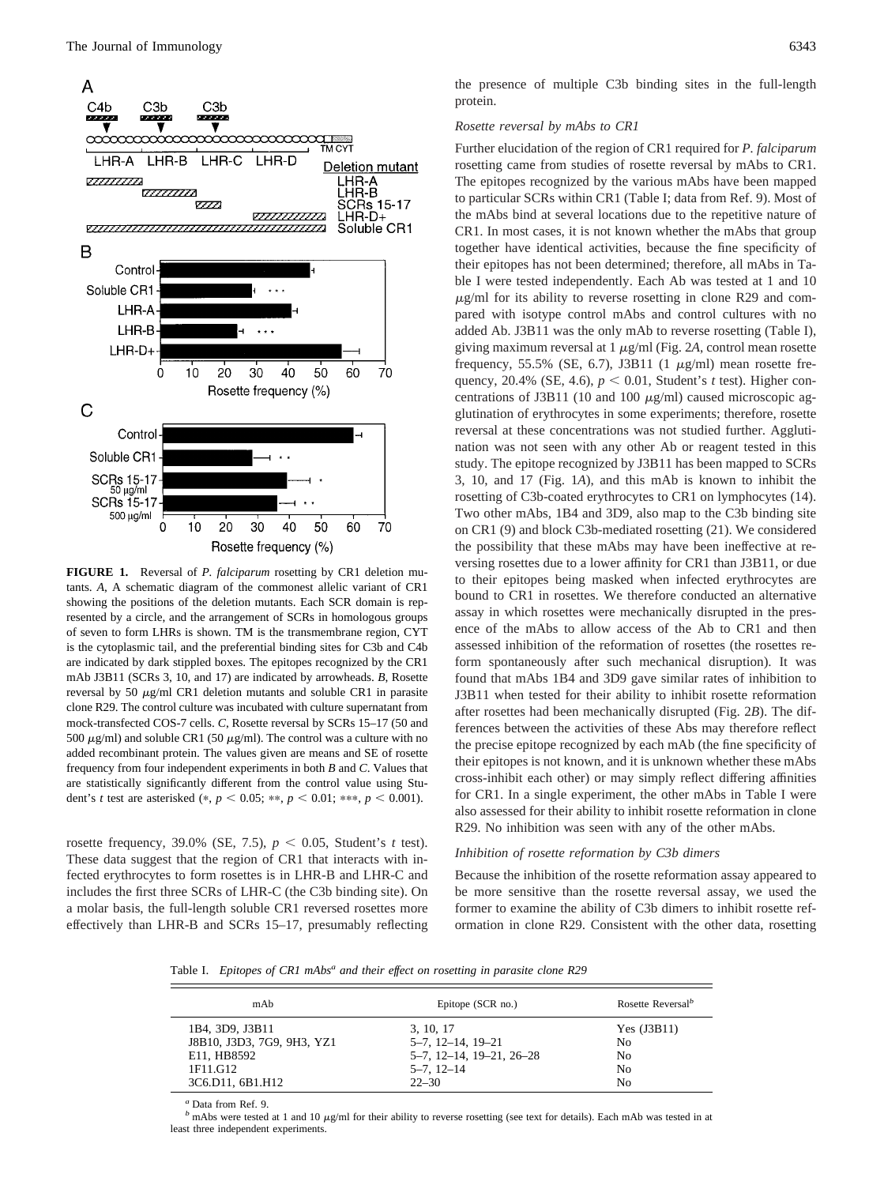**FIGURE 1.** Reversal of *P. falciparum* rosetting by CR1 deletion mutants. *A*, A schematic diagram of the commonest allelic variant of CR1 showing the positions of the deletion mutants. Each SCR domain is represented by a circle, and the arrangement of SCRs in homologous groups of seven to form LHRs is shown. TM is the transmembrane region, CYT is the cytoplasmic tail, and the preferential binding sites for C3b and C4b are indicated by dark stippled boxes. The epitopes recognized by the CR1 mAb J3B11 (SCRs 3, 10, and 17) are indicated by arrowheads. *B*, Rosette reversal by 50 μg/ml CR1 deletion mutants and soluble CR1 in parasite clone R29. The control culture was incubated with culture supernatant from mock-transfected COS-7 cells. *C*, Rosette reversal by SCRs 15–17 (50 and 500 μg/ml) and soluble CR1 (50 μg/ml). The control was a culture with no added recombinant protein. The values given are means and SE of rosette frequency from four independent experiments in both *B* and *C*. Values that are statistically significantly different from the control value using Student's *t* test are asterisked (*, $p < 0.05$; **, $p < 0.01$; ***, $p < 0.001$).

rosette frequency, 39.0% (SE, 7.5), $p < 0.05$, Student's *t* test). These data suggest that the region of CR1 that interacts with infected erythrocytes to form rosettes is in LHR-B and LHR-C and includes the first three SCRs of LHR-C (the C3b binding site). On a molar basis, the full-length soluble CR1 reversed rosettes more effectively than LHR-B and SCRs 15–17, presumably reflecting the presence of multiple C3b binding sites in the full-length protein.

### Rosette reversal by mAbs to CR1

Further elucidation of the region of CR1 required for *P. falciparum* rosetting came from studies of rosette reversal by mAbs to CR1. The epitopes recognized by the various mAbs have been mapped to particular SCRs within CR1 (Table I; data from Ref. 9). Most of the mAbs bind at several locations due to the repetitive nature of CR1. In most cases, it is not known whether the mAbs that group together have identical activities, because the fine specificity of their epitopes has not been determined; therefore, all mAbs in Table I were tested independently. Each Ab was tested at 1 and 10 μg/ml for its ability to reverse rosetting in clone R29 and compared with isotype control mAbs and control cultures with no added Ab. J3B11 was the only mAb to reverse rosetting (Table I), giving maximum reversal at 1 μg/ml (Fig. 2*A*, control mean rosette frequency, 55.5% (SE, 6.7), J3B11 (1 μg/ml) mean rosette frequency, 20.4% (SE, 4.6), $p < 0.01$, Student's *t* test). Higher concentrations of J3B11 (10 and 100 μg/ml) caused microscopic agglutination of erythrocytes in some experiments; therefore, rosette reversal at these concentrations was not studied further. Agglutination was not seen with any other Ab or reagent tested in this study. The epitope recognized by J3B11 has been mapped to SCRs 3, 10, and 17 (Fig. 1*A*), and this mAb is known to inhibit the rosetting of C3b-coated erythrocytes to CR1 on lymphocytes (14). Two other mAbs, 1B4 and 3D9, also map to the C3b binding site on CR1 (9) and block C3b-mediated rosetting (21). We considered the possibility that these mAbs may have been ineffective at reversing rosettes due to a lower affinity for CR1 than J3B11, or due to their epitopes being masked when infected erythrocytes are bound to CR1 in rosettes. We therefore conducted an alternative assay in which rosettes were mechanically disrupted in the presence of the mAbs to allow access of the Ab to CR1 and then assessed inhibition of the reformation of rosettes (the rosettes reform spontaneously after such mechanical disruption). It was found that mAbs 1B4 and 3D9 gave similar rates of inhibition to J3B11 when tested for their ability to inhibit rosette reformation after rosettes had been mechanically disrupted (Fig. 2*B*). The differences between the activities of these Abs may therefore reflect the precise epitope recognized by each mAb (the fine specificity of their epitopes is not known, and it is unknown whether these mAbs cross-inhibit each other) or may simply reflect differing affinities for CR1. In a single experiment, the other mAbs in Table I were also assessed for their ability to inhibit rosette reformation in clone R29. No inhibition was seen with any of the other mAbs.

### Inhibition of rosette reformation by C3b dimers

Because the inhibition of the rosette reformation assay appeared to be more sensitive than the rosette reversal assay, we used the former to examine the ability of C3b dimers to inhibit rosette reformation in clone R29. Consistent with the other data, rosetting

Table I. *Epitopes of CR1 mAbs[a] and their effect on rosetting in parasite clone R29*

| mAb | Epitope (SCR no.) | Rosette Reversal[b] |
|---|---|---|
| 1B4, 3D9, J3B11 | 3, 10, 17 | Yes (J3B11) |
| J8B10, J3D3, 7G9, 9H3, YZ1 | 5–7, 12–14, 19–21 | No |
| E11, HB8592 | 5–7, 12–14, 19–21, 26–28 | No |
| 1F11.G12 | 5–7, 12–14 | No |
| 3C6.D11, 6B1.H12 | 22–30 | No |

[a] Data from Ref. 9.

[b] mAbs were tested at 1 and 10 μg/ml for their ability to reverse rosetting (see text for details). Each mAb was tested in at least three independent experiments.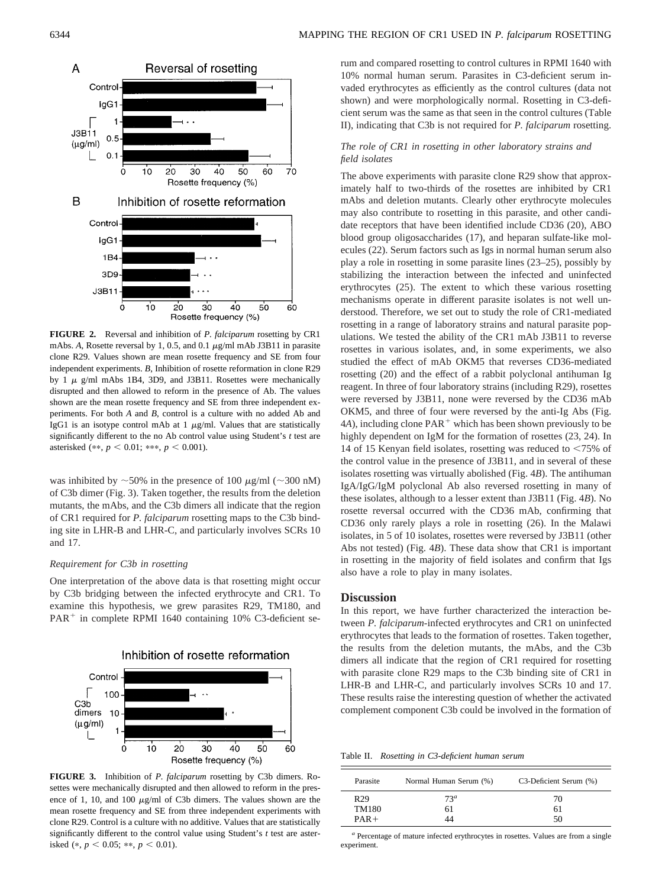**FIGURE 2.** Reversal and inhibition of *P. falciparum* rosetting by CR1 mAbs. *A*, Rosette reversal by 1, 0.5, and 0.1 μg/ml mAb J3B11 in parasite clone R29. Values shown are mean rosette frequency and SE from four independent experiments. *B*, Inhibition of rosette reformation in clone R29 by 1 μ g/ml mAbs 1B4, 3D9, and J3B11. Rosettes were mechanically disrupted and then allowed to reform in the presence of Ab. The values shown are the mean rosette frequency and SE from three independent experiments. For both *A* and *B*, control is a culture with no added Ab and IgG1 is an isotype control mAb at 1 μg/ml. Values that are statistically significantly different to the no Ab control value using Student's *t* test are asterisked (**, $p < 0.01$; ***, $p < 0.001$).

was inhibited by ~50% in the presence of 100 μg/ml (~300 nM) of C3b dimer (Fig. 3). Taken together, the results from the deletion mutants, the mAbs, and the C3b dimers all indicate that the region of CR1 required for *P. falciparum* rosetting maps to the C3b binding site in LHR-B and LHR-C, and particularly involves SCRs 10 and 17.

### *Requirement for C3b in rosetting*

One interpretation of the above data is that rosetting might occur by C3b bridging between the infected erythrocyte and CR1. To examine this hypothesis, we grew parasites R29, TM180, and PAR$^+$ in complete RPMI 1640 containing 10% C3-deficient serum and compared rosetting to control cultures in RPMI 1640 with 10% normal human serum. Parasites in C3-deficient serum invaded erythrocytes as efficiently as the control cultures (data not shown) and were morphologically normal. Rosetting in C3-deficient serum was the same as that seen in the control cultures (Table II), indicating that C3b is not required for *P. falciparum* rosetting.

**FIGURE 3.** Inhibition of *P. falciparum* rosetting by C3b dimers. Rosettes were mechanically disrupted and then allowed to reform in the presence of 1, 10, and 100 μg/ml of C3b dimers. The values shown are the mean rosette frequency and SE from three independent experiments with clone R29. Control is a culture with no additive. Values that are statistically significantly different to the control value using Student's *t* test are asterisked (*, $p < 0.05$; **, $p < 0.01$).

### *The role of CR1 in rosetting in other laboratory strains and field isolates*

The above experiments with parasite clone R29 show that approximately half to two-thirds of the rosettes are inhibited by CR1 mAbs and deletion mutants. Clearly other erythrocyte molecules may also contribute to rosetting in this parasite, and other candidate receptors that have been identified include CD36 (20), ABO blood group oligosaccharides (17), and heparan sulfate-like molecules (22). Serum factors such as Igs in normal human serum also play a role in rosetting in some parasite lines (23–25), possibly by stabilizing the interaction between the infected and uninfected erythrocytes (25). The extent to which these various rosetting mechanisms operate in different parasite isolates is not well understood. Therefore, we set out to study the role of CR1-mediated rosetting in a range of laboratory strains and natural parasite populations. We tested the ability of the CR1 mAb J3B11 to reverse rosettes in various isolates, and, in some experiments, we also studied the effect of mAb OKM5 that reverses CD36-mediated rosetting (20) and the effect of a rabbit polyclonal antihuman Ig reagent. In three of four laboratory strains (including R29), rosettes were reversed by J3B11, none were reversed by the CD36 mAb OKM5, and three of four were reversed by the anti-Ig Abs (Fig. 4*A*), including clone PAR$^+$ which has been shown previously to be highly dependent on IgM for the formation of rosettes (23, 24). In 14 of 15 Kenyan field isolates, rosetting was reduced to <75% of the control value in the presence of J3B11, and in several of these isolates rosetting was virtually abolished (Fig. 4*B*). The antihuman IgA/IgG/IgM polyclonal Ab also reversed rosetting in many of these isolates, although to a lesser extent than J3B11 (Fig. 4*B*). No rosette reversal occurred with the CD36 mAb, confirming that CD36 only rarely plays a role in rosetting (26). In the Malawi isolates, in 5 of 10 isolates, rosettes were reversed by J3B11 (other Abs not tested) (Fig. 4*B*). These data show that CR1 is important in rosetting in the majority of field isolates and confirm that Igs also have a role to play in many isolates.

## Discussion

In this report, we have further characterized the interaction between *P. falciparum*-infected erythrocytes and CR1 on uninfected erythrocytes that leads to the formation of rosettes. Taken together, the results from the deletion mutants, the mAbs, and the C3b dimers all indicate that the region of CR1 required for rosetting with parasite clone R29 maps to the C3b binding site of CR1 in LHR-B and LHR-C, and particularly involves SCRs 10 and 17. These results raise the interesting question of whether the activated complement component C3b could be involved in the formation of

Table II. *Rosetting in C3-deficient human serum*

| Parasite | Normal Human Serum (%) | C3-Deficient Serum (%) |
|---|---|---|
| R29 | 73[a] | 70 |
| TM180 | 61 | 61 |
| PAR+ | 44 | 50 |

[a] Percentage of mature infected erythrocytes in rosettes. Values are from a single experiment.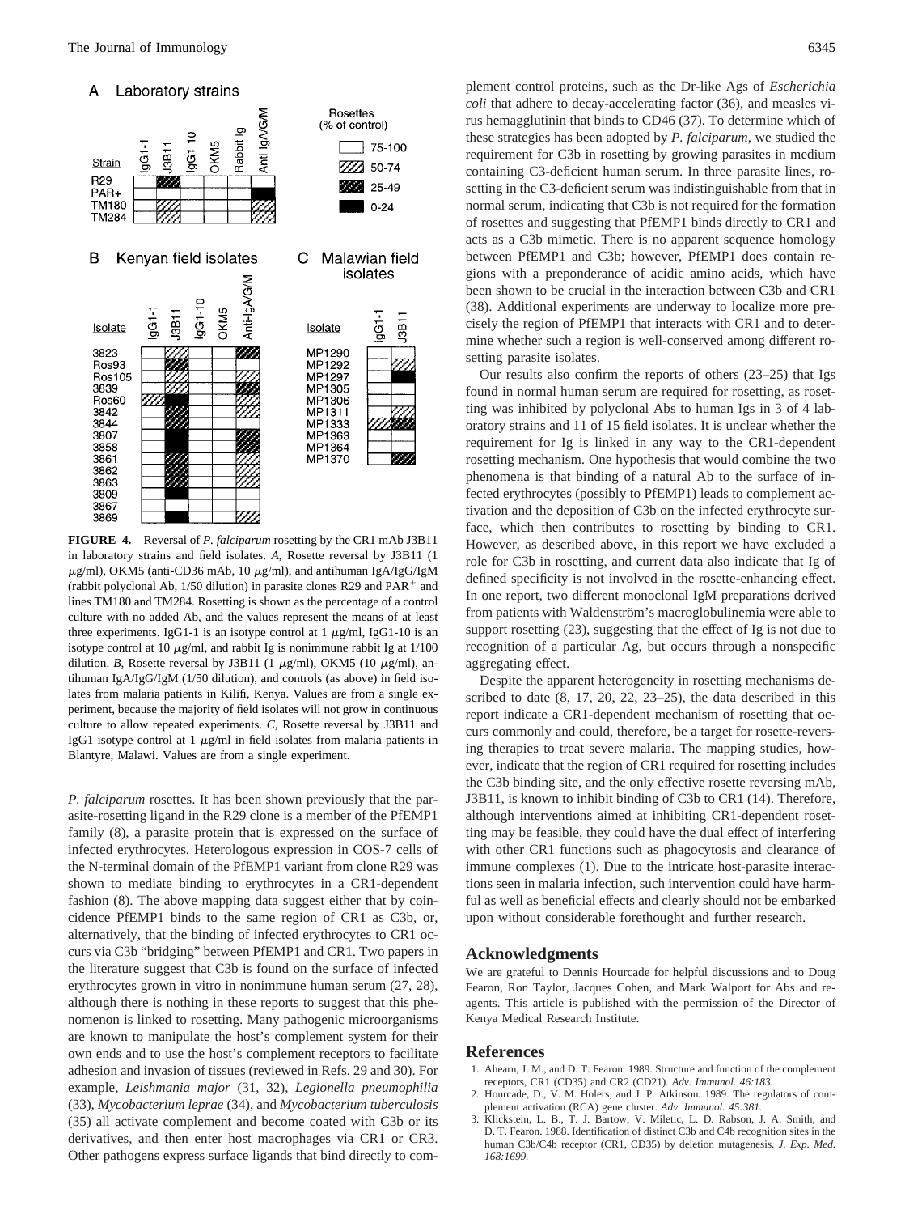**FIGURE 4.** Reversal of *P. falciparum* rosetting by the CR1 mAb J3B11 in laboratory strains and field isolates. *A*, Rosette reversal by J3B11 (1 $\mu$g/ml), OKM5 (anti-CD36 mAb, 10 $\mu$g/ml), and antihuman IgA/IgG/IgM (rabbit polyclonal Ab, 1/50 dilution) in parasite clones R29 and PAR$^+$ and lines TM180 and TM284. Rosetting is shown as the percentage of a control culture with no added Ab, and the values represent the means of at least three experiments. IgG1-1 is an isotype control at 1 $\mu$g/ml, IgG1-10 is an isotype control at 10 $\mu$g/ml, and rabbit Ig is nonimmune rabbit Ig at 1/100 dilution. *B*, Rosette reversal by J3B11 (1 $\mu$g/ml), OKM5 (10 $\mu$g/ml), antihuman IgA/IgG/IgM (1/50 dilution), and controls (as above) in field isolates from malaria patients in Kilifi, Kenya. Values are from a single experiment, because the majority of field isolates will not grow in continuous culture to allow repeated experiments. *C*, Rosette reversal by J3B11 and IgG1 isotype control at 1 $\mu$g/ml in field isolates from malaria patients in Blantyre, Malawi. Values are from a single experiment.

*P. falciparum* rosettes. It has been shown previously that the parasite-rosetting ligand in the R29 clone is a member of the PfEMP1 family (8), a parasite protein that is expressed on the surface of infected erythrocytes. Heterologous expression in COS-7 cells of the N-terminal domain of the PfEMP1 variant from clone R29 was shown to mediate binding to erythrocytes in a CR1-dependent fashion (8). The above mapping data suggest either that by coincidence PfEMP1 binds to the same region of CR1 as C3b, or, alternatively, that the binding of infected erythrocytes to CR1 occurs via C3b "bridging" between PfEMP1 and CR1. Two papers in the literature suggest that C3b is found on the surface of infected erythrocytes grown in vitro in nonimmune human serum (27, 28), although there is nothing in these reports to suggest that this phenomenon is linked to rosetting. Many pathogenic microorganisms are known to manipulate the host's complement system for their own ends and to use the host's complement receptors to facilitate adhesion and invasion of tissues (reviewed in Refs. 29 and 30). For example, *Leishmania major* (31, 32), *Legionella pneumophilia* (33), *Mycobacterium leprae* (34), and *Mycobacterium tuberculosis* (35) all activate complement and become coated with C3b or its derivatives, and then enter host macrophages via CR1 or CR3. Other pathogens express surface ligands that bind directly to complement control proteins, such as the Dr-like Ags of *Escherichia coli* that adhere to decay-accelerating factor (36), and measles virus hemagglutinin that binds to CD46 (37). To determine which of these strategies has been adopted by *P. falciparum*, we studied the requirement for C3b in rosetting by growing parasites in medium containing C3-deficient human serum. In three parasite lines, rosetting in the C3-deficient serum was indistinguishable from that in normal serum, indicating that C3b is not required for the formation of rosettes and suggesting that PfEMP1 binds directly to CR1 and acts as a C3b mimetic. There is no apparent sequence homology between PfEMP1 and C3b; however, PfEMP1 does contain regions with a preponderance of acidic amino acids, which have been shown to be crucial in the interaction between C3b and CR1 (38). Additional experiments are underway to localize more precisely the region of PfEMP1 that interacts with CR1 and to determine whether such a region is well-conserved among different rosetting parasite isolates.

Our results also confirm the reports of others (23–25) that Igs found in normal human serum are required for rosetting, as rosetting was inhibited by polyclonal Abs to human Igs in 3 of 4 laboratory strains and 11 of 15 field isolates. It is unclear whether the requirement for Ig is linked in any way to the CR1-dependent rosetting mechanism. One hypothesis that would combine the two phenomena is that binding of a natural Ab to the surface of infected erythrocytes (possibly to PfEMP1) leads to complement activation and the deposition of C3b on the infected erythrocyte surface, which then contributes to rosetting by binding to CR1. However, as described above, in this report we have excluded a role for C3b in rosetting, and current data also indicate that Ig of defined specificity is not involved in the rosette-enhancing effect. In one report, two different monoclonal IgM preparations derived from patients with Waldenström's macroglobulinemia were able to support rosetting (23), suggesting that the effect of Ig is not due to recognition of a particular Ag, but occurs through a nonspecific aggregating effect.

Despite the apparent heterogeneity in rosetting mechanisms described to date (8, 17, 20, 22, 23–25), the data described in this report indicate a CR1-dependent mechanism of rosetting that occurs commonly and could, therefore, be a target for rosette-reversing therapies to treat severe malaria. The mapping studies, however, indicate that the region of CR1 required for rosetting includes the C3b binding site, and the only effective rosette reversing mAb, J3B11, is known to inhibit binding of C3b to CR1 (14). Therefore, although interventions aimed at inhibiting CR1-dependent rosetting may be feasible, they could have the dual effect of interfering with other CR1 functions such as phagocytosis and clearance of immune complexes (1). Due to the intricate host-parasite interactions seen in malaria infection, such intervention could have harmful as well as beneficial effects and clearly should not be embarked upon without considerable forethought and further research.

## Acknowledgments

We are grateful to Dennis Hourcade for helpful discussions and to Doug Fearon, Ron Taylor, Jacques Cohen, and Mark Walport for Abs and reagents. This article is published with the permission of the Director of Kenya Medical Research Institute.

## References

1. Ahearn, J. M., and D. T. Fearon. 1989. Structure and function of the complement receptors, CR1 (CD35) and CR2 (CD21). *Adv. Immunol. 46:183.*
2. Hourcade, D., V. M. Holers, and J. P. Atkinson. 1989. The regulators of complement activation (RCA) gene cluster. *Adv. Immunol. 45:381.*
3. Klickstein, L. B., T. J. Bartow, V. Miletic, L. D. Rabson, J. A. Smith, and D. T. Fearon. 1988. Identification of distinct C3b and C4b recognition sites in the human C3b/C4b receptor (CR1, CD35) by deletion mutagenesis. *J. Exp. Med. 168:1699.*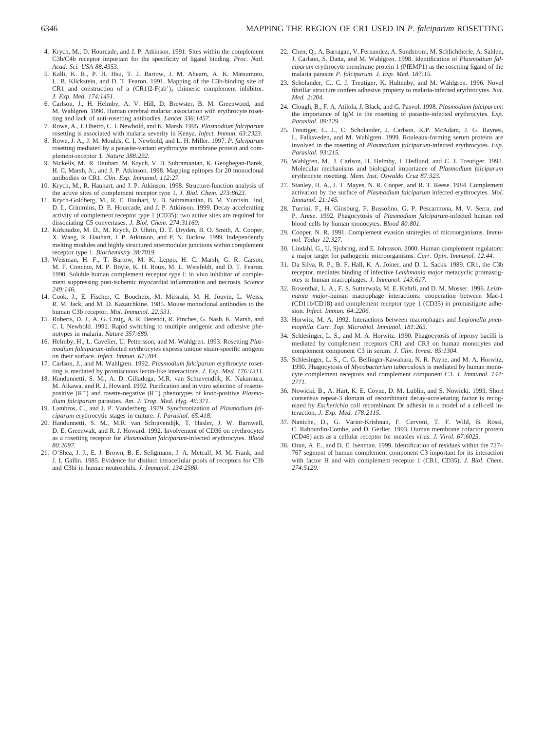4. Krych, M., D. Hourcade, and J. P. Atkinson. 1991. Sites within the complement C3b/C4b receptor important for the specificity of ligand binding. *Proc. Natl. Acad. Sci. USA 88:4353.*
5. Kalli, K. R., P. H. Hsu, T. J. Bartow, J. M. Ahearn, A. K. Matsumoto, L. B. Klickstein, and D. T. Fearon. 1991. Mapping of the C3b-binding site of CR1 and construction of a $(CR1)2\text{-}F(ab')_2$ chimeric complement inhibitor. *J. Exp. Med. 174:1451.*
6. Carlson, J., H. Helmby, A. V. Hill, D. Brewster, B. M. Greenwood, and M. Wahlgren. 1990. Human cerebral malaria: association with erythrocyte rosetting and lack of anti-rosetting antibodies. *Lancet 336:1457.*
7. Rowe, A., J. Obeiro, C. I. Newbold, and K. Marsh. 1995. *Plasmodium falciparum* rosetting is associated with malaria severity in Kenya. *Infect. Immun. 63:2323.*
8. Rowe, J. A., J. M. Moulds, C. I. Newbold, and L. H. Miller. 1997. *P. falciparum* rosetting mediated by a parasite-variant erythrocyte membrane protein and complement-receptor 1. *Nature 388:292.*
9. Nickells, M., R. Hauhart, M. Krych, V. B. Subramanian, K. Geoghegan-Barek, H. C. Marsh, Jr., and J. P. Atkinson. 1998. Mapping epitopes for 20 monoclonal antibodies to CR1. *Clin. Exp. Immunol. 112:27.*
10. Krych, M., R. Hauhart, and J. P. Atkinson. 1998. Structure-function analysis of the active sites of complement receptor type 1. *J. Biol. Chem. 273:8623.*
11. Krych-Goldberg, M., R. E. Hauhart, V. B. Subramanian, B. M. Yurcisin, 2nd, D. L. Crimmins, D. E. Hourcade, and J. P. Atkinson. 1999. Decay accelerating activity of complement receptor type 1 (CD35): two active sites are required for dissociating C5 convertases. *J. Biol. Chem. 274:31160.*
12. Kirkitadze, M. D., M. Krych, D. Uhrin, D. T. Dryden, B. O. Smith, A. Cooper, X. Wang, R. Hauhart, J. P. Atkinson, and P. N. Barlow. 1999. Independently melting modules and highly structured intermodular junctions within complement receptor type 1. *Biochemistry 38:7019.*
13. Weisman, H. F., T. Bartow, M. K. Leppo, H. C. Marsh, G. R. Carson, M. F. Concino, M. P. Boyle, K. H. Roux, M. L. Weisfeldt, and D. T. Fearon. 1990. Soluble human complement receptor type I: in vivo inhibitor of complement suppressing post-ischemic myocardial inflammation and necrosis. *Science 249:146.*
14. Cook, J., E. Fischer, C. Boucheix, M. Mirsrahi, M. H. Jouvin, L. Weiss, R. M. Jack, and M. D. Kazatchkine. 1985. Mouse monoclonal antibodies to the human C3b receptor. *Mol. Immunol. 22:531.*
15. Roberts, D. J., A. G. Craig, A. R. Berendt, R. Pinches, G. Nash, K. Marsh, and C. I. Newbold. 1992. Rapid switching to multiple antigenic and adhesive phenotypes in malaria. *Nature 357:689.*
16. Helmby, H., L. Cavelier, U. Pettersson, and M. Wahlgren. 1993. Rosetting *Plasmodium falciparum*-infected erythrocytes express unique strain-specific antigens on their surface. *Infect. Immun. 61:284.*
17. Carlson, J., and M. Wahlgren. 1992. *Plasmodium falciparum* erythrocyte rosetting is mediated by promiscuous lectin-like interactions. *J. Exp. Med. 176:1311.*
18. Handunnetti, S. M., A. D. Gilladoga, M.R. van Schravendijk, K. Nakamura, M. Aikawa, and R. J. Howard. 1992. Purification and in vitro selection of rosette-positive ($R^+$) and rosette-negative ($R^-$) phenotypes of knob-positive *Plasmodium falciparum* parasites. *Am. J. Trop. Med. Hyg. 46:371.*
19. Lambros, C., and J. P. Vanderberg. 1979. Synchronization of *Plasmodium falciparum* erythrocytic stages in culture. *J. Parasitol. 65:418.*
20. Handunnetti, S. M., M.R. van Schravendijk, T. Hasler, J. W. Barnwell, D. E. Greenwalt, and R. J. Howard. 1992. Involvement of CD36 on erythrocytes as a rosetting receptor for *Plasmodium falciparum*-infected erythrocytes. *Blood 80:2097.*
21. O'Shea, J. J., E. J. Brown, B. E. Seligmann, J. A. Metcalf, M. M. Frank, and J. I. Gallin. 1985. Evidence for distinct intracellular pools of receptors for C3b and C3bi in human neutrophils. *J. Immunol. 134:2580.*
22. Chen, Q., A. Barragan, V. Fernandez, A. Sundstrom, M. Schlichtherle, A. Sahlen, J. Carlson, S. Datta, and M. Wahlgren. 1998. Identification of *Plasmodium falciparum* erythrocyte membrane protein 1 (PfEMP1) as the rosetting ligand of the malaria parasite *P. falciparum. J. Exp. Med. 187:15.*
23. Scholander, C., C. J. Treutiger, K. Hultenby, and M. Wahlgren. 1996. Novel fibrillar structure confers adhesive property to malaria-infected erythrocytes. *Nat. Med. 2:204.*
24. Clough, B., F. A. Atilola, J. Black, and G. Pasvol. 1998. *Plasmodium falciparum*: the importance of IgM in the rosetting of parasite-infected erythrocytes. *Exp. Parasitol. 89:129.*
25. Treutiger, C. J., C. Scholander, J. Carlson, K.P. McAdam, J. G. Raynes, L. Falksveden, and M. Wahlgren. 1999. Rouleaux-forming serum proteins are involved in the rosetting of *Plasmodium falciparum*-infected erythrocytes. *Exp. Parasitol. 93:215.*
26. Wahlgren, M., J. Carlson, H. Helmby, I. Hedlund, and C. J. Treutiger. 1992. Molecular mechanisms and biological importance of *Plasmodium falciparum* erythrocyte rosetting. *Mem. Inst. Oswaldo Cruz 87:323.*
27. Stanley, H. A., J. T. Mayes, N. R. Cooper, and R. T. Reese. 1984. Complement activation by the surface of *Plasmodium falciparum* infected erythrocytes. *Mol. Immunol. 21:145.*
28. Turrini, F., H. Ginsburg, F. Bussolino, G. P. Pescarmona, M. V. Serra, and P. Arese. 1992. Phagocytosis of *Plasmodium falciparum*-infected human red blood cells by human monocytes. *Blood 80:801.*
29. Cooper, N. R. 1991. Complement evasion strategies of microorganisms. *Immunol. Today 12:327.*
30. Lindahl, G., U. Sjobring, and E. Johnsson. 2000. Human complement regulators: a major target for pathogenic microorganisms. *Curr. Opin. Immunol. 12:44.*
31. Da Silva, R. P., B. F. Hall, K. A. Joiner, and D. L. Sacks. 1989. CR1, the C3b receptor, mediates binding of infective *Leishmania major* metacyclic promastigotes to human macrophages. *J. Immunol. 143:617.*
32. Rosenthal, L. A., F. S. Sutterwala, M. E. Kehrli, and D. M. Mosser. 1996. *Leishmania major*-human macrophage interactions: cooperation between Mac-1 (CD11b/CD18) and complement receptor type 1 (CD35) in promastigote adhesion. *Infect. Immun. 64:2206.*
33. Horwitz, M. A. 1992. Interactions between macrophages and *Legionella pneumophila. Curr. Top. Microbiol. Immunol. 181:265.*
34. Schlesinger, L. S., and M. A. Horwitz. 1990. Phagocytosis of leprosy bacilli is mediated by complement receptors CR1 and CR3 on human monocytes and complement component C3 in serum. *J. Clin. Invest. 85:1304.*
35. Schlesinger, L. S., C. G. Bellinger-Kawahara, N. R. Payne, and M. A. Horwitz. 1990. Phagocytosis of *Mycobacterium tuberculosis* is mediated by human monocyte complement receptors and complement component C3. *J. Immunol. 144:2771.*
36. Nowicki, B., A. Hart, K. E. Coyne, D. M. Lublin, and S. Nowicki. 1993. Short consensus repeat-3 domain of recombinant decay-accelerating factor is recognized by *Escherichia coli* recombinant Dr adhesin in a model of a cell-cell interaction. *J. Exp. Med. 178:2115.*
37. Naniche, D., G. Varior-Krishnan, F. Cervoni, T. F. Wild, B. Rossi, C. Rabourdin-Combe, and D. Gerlier. 1993. Human membrane cofactor protein (CD46) acts as a cellular receptor for measles virus. *J. Virol. 67:6025.*
38. Oran, A. E., and D. E. Isenman. 1999. Identification of residues within the 727–767 segment of human complement component C3 important for its interaction with factor H and with complement receptor 1 (CR1, CD35). *J. Biol. Chem. 274:5120.*